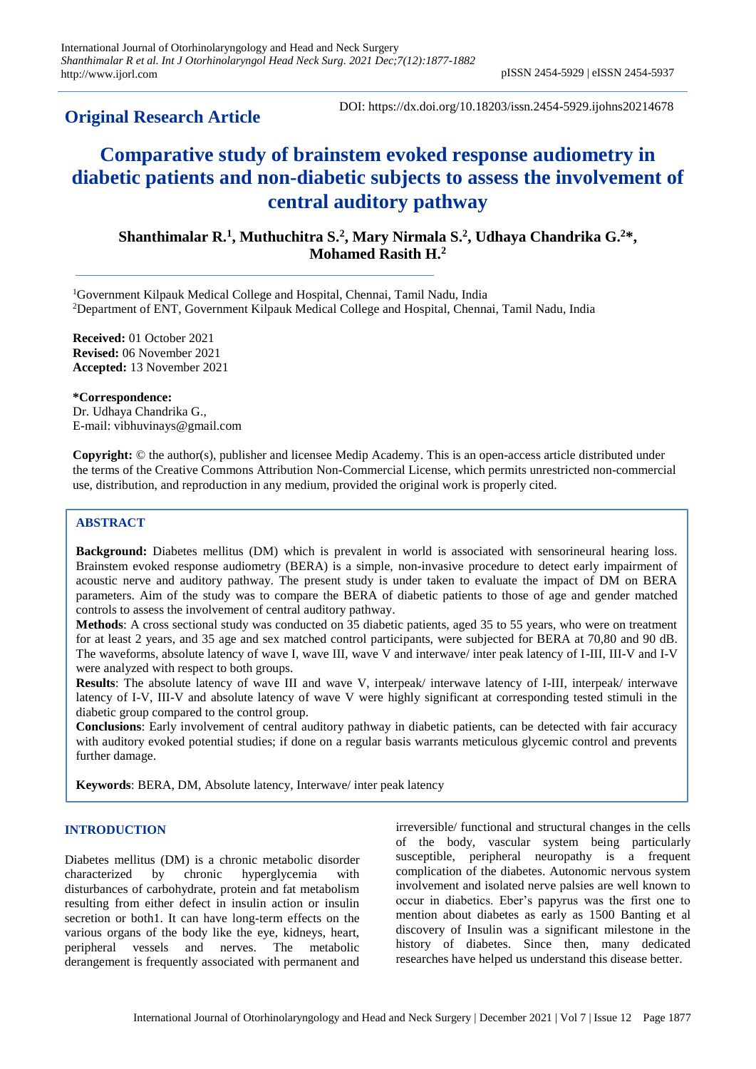**Original Research Article**

DOI: https://dx.doi.org/10.18203/issn.2454-5929.ijohns20214678

# Comparative study of brainstem evoked response audiometry in diabetic patients and non-diabetic subjects to assess the involvement of central auditory pathway

**Shanthimalar R.[1], Muthuchitra S.[2], Mary Nirmala S.[2], Udhaya Chandrika G.[2]*, Mohamed Rasith H.[2]**

[1]Government Kilpauk Medical College and Hospital, Chennai, Tamil Nadu, India
[2]Department of ENT, Government Kilpauk Medical College and Hospital, Chennai, Tamil Nadu, India

**Received:** 01 October 2021
**Revised:** 06 November 2021
**Accepted:** 13 November 2021

**\*Correspondence:**
Dr. Udhaya Chandrika G.,
E-mail: vibhuvinays@gmail.com

**Copyright:** © the author(s), publisher and licensee Medip Academy. This is an open-access article distributed under the terms of the Creative Commons Attribution Non-Commercial License, which permits unrestricted non-commercial use, distribution, and reproduction in any medium, provided the original work is properly cited.

## ABSTRACT

**Background:** Diabetes mellitus (DM) which is prevalent in world is associated with sensorineural hearing loss. Brainstem evoked response audiometry (BERA) is a simple, non-invasive procedure to detect early impairment of acoustic nerve and auditory pathway. The present study is under taken to evaluate the impact of DM on BERA parameters. Aim of the study was to compare the BERA of diabetic patients to those of age and gender matched controls to assess the involvement of central auditory pathway.

**Methods**: A cross sectional study was conducted on 35 diabetic patients, aged 35 to 55 years, who were on treatment for at least 2 years, and 35 age and sex matched control participants, were subjected for BERA at 70,80 and 90 dB. The waveforms, absolute latency of wave I, wave III, wave V and interwave/ inter peak latency of I-III, III-V and I-V were analyzed with respect to both groups.

**Results**: The absolute latency of wave III and wave V, interpeak/ interwave latency of I-III, interpeak/ interwave latency of I-V, III-V and absolute latency of wave V were highly significant at corresponding tested stimuli in the diabetic group compared to the control group.

**Conclusions**: Early involvement of central auditory pathway in diabetic patients, can be detected with fair accuracy with auditory evoked potential studies; if done on a regular basis warrants meticulous glycemic control and prevents further damage.

**Keywords**: BERA, DM, Absolute latency, Interwave/ inter peak latency

## INTRODUCTION

Diabetes mellitus (DM) is a chronic metabolic disorder characterized by chronic hyperglycemia with disturbances of carbohydrate, protein and fat metabolism resulting from either defect in insulin action or insulin secretion or both1. It can have long-term effects on the various organs of the body like the eye, kidneys, heart, peripheral vessels and nerves. The metabolic derangement is frequently associated with permanent and irreversible/ functional and structural changes in the cells of the body, vascular system being particularly susceptible, peripheral neuropathy is a frequent complication of the diabetes. Autonomic nervous system involvement and isolated nerve palsies are well known to occur in diabetics. Eber's papyrus was the first one to mention about diabetes as early as 1500 Banting et al discovery of Insulin was a significant milestone in the history of diabetes. Since then, many dedicated researches have helped us understand this disease better.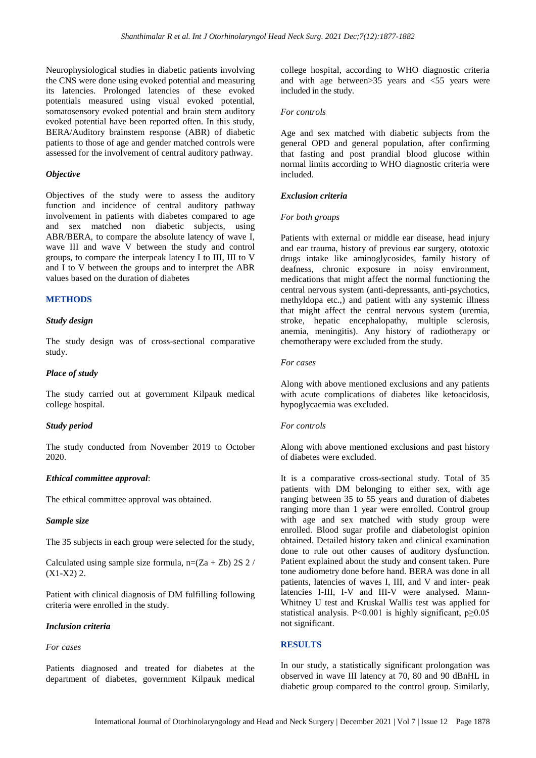Neurophysiological studies in diabetic patients involving the CNS were done using evoked potential and measuring its latencies. Prolonged latencies of these evoked potentials measured using visual evoked potential, somatosensory evoked potential and brain stem auditory evoked potential have been reported often. In this study, BERA/Auditory brainstem response (ABR) of diabetic patients to those of age and gender matched controls were assessed for the involvement of central auditory pathway.

### *Objective*

Objectives of the study were to assess the auditory function and incidence of central auditory pathway involvement in patients with diabetes compared to age and sex matched non diabetic subjects, using ABR/BERA, to compare the absolute latency of wave I, wave III and wave V between the study and control groups, to compare the interpeak latency I to III, III to V and I to V between the groups and to interpret the ABR values based on the duration of diabetes

## METHODS

### *Study design*

The study design was of cross-sectional comparative study.

### *Place of study*

The study carried out at government Kilpauk medical college hospital.

### *Study period*

The study conducted from November 2019 to October 2020.

### *Ethical committee approval*:

The ethical committee approval was obtained.

### *Sample size*

The 35 subjects in each group were selected for the study,

Calculated using sample size formula, n=(Za + Zb) 2S 2 / (X1-X2) 2.

Patient with clinical diagnosis of DM fulfilling following criteria were enrolled in the study.

### *Inclusion criteria*

*For cases*

Patients diagnosed and treated for diabetes at the department of diabetes, government Kilpauk medical college hospital, according to WHO diagnostic criteria and with age between>35 years and <55 years were included in the study.

*For controls*

Age and sex matched with diabetic subjects from the general OPD and general population, after confirming that fasting and post prandial blood glucose within normal limits according to WHO diagnostic criteria were included.

### *Exclusion criteria*

*For both groups*

Patients with external or middle ear disease, head injury and ear trauma, history of previous ear surgery, ototoxic drugs intake like aminoglycosides, family history of deafness, chronic exposure in noisy environment, medications that might affect the normal functioning the central nervous system (anti-depressants, anti-psychotics, methyldopa etc.,) and patient with any systemic illness that might affect the central nervous system (uremia, stroke, hepatic encephalopathy, multiple sclerosis, anemia, meningitis). Any history of radiotherapy or chemotherapy were excluded from the study.

*For cases*

Along with above mentioned exclusions and any patients with acute complications of diabetes like ketoacidosis, hypoglycaemia was excluded.

*For controls*

Along with above mentioned exclusions and past history of diabetes were excluded.

It is a comparative cross-sectional study. Total of 35 patients with DM belonging to either sex, with age ranging between 35 to 55 years and duration of diabetes ranging more than 1 year were enrolled. Control group with age and sex matched with study group were enrolled. Blood sugar profile and diabetologist opinion obtained. Detailed history taken and clinical examination done to rule out other causes of auditory dysfunction. Patient explained about the study and consent taken. Pure tone audiometry done before hand. BERA was done in all patients, latencies of waves I, III, and V and inter- peak latencies I-III, I-V and III-V were analysed. Mann-Whitney U test and Kruskal Wallis test was applied for statistical analysis. P<0.001 is highly significant, p≥0.05 not significant.

## RESULTS

In our study, a statistically significant prolongation was observed in wave III latency at 70, 80 and 90 dBnHL in diabetic group compared to the control group. Similarly,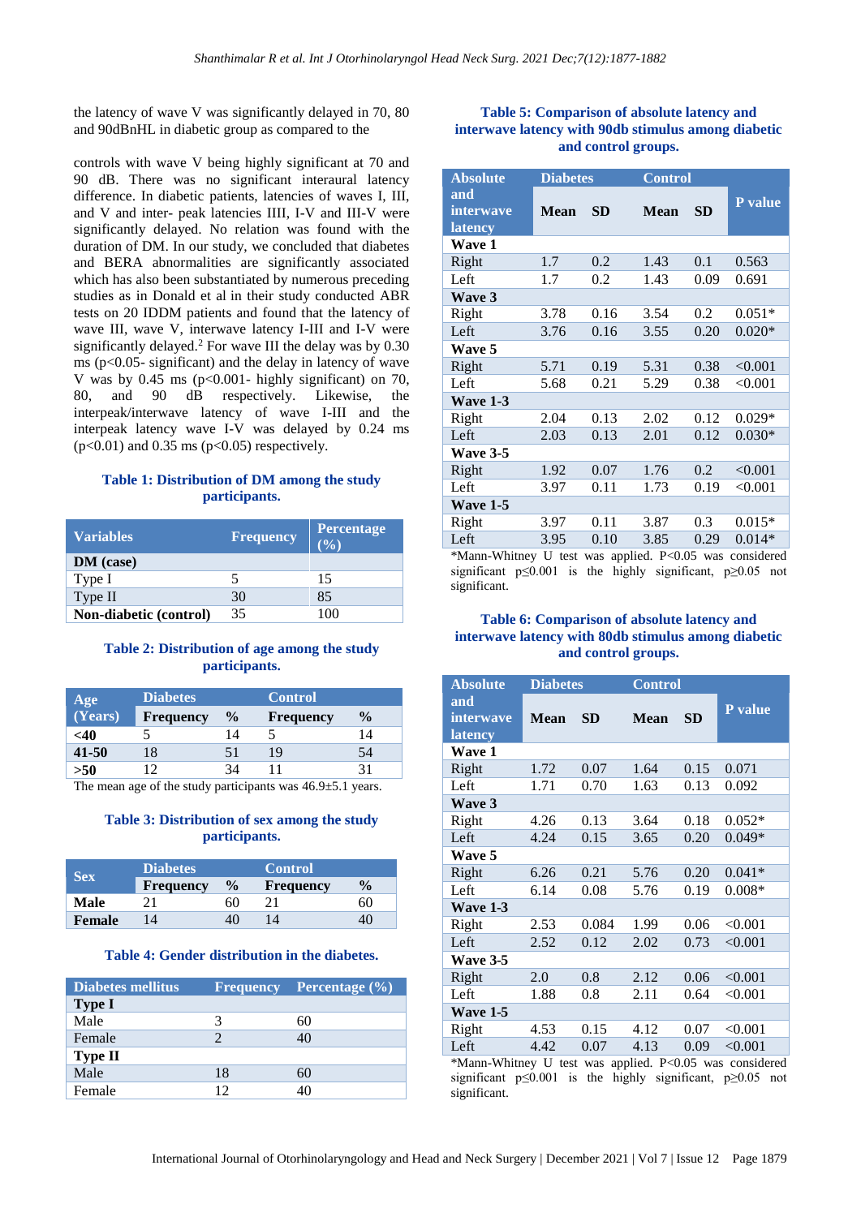the latency of wave V was significantly delayed in 70, 80 and 90dBnHL in diabetic group as compared to the

controls with wave V being highly significant at 70 and 90 dB. There was no significant interaural latency difference. In diabetic patients, latencies of waves I, III, and V and inter- peak latencies IIII, I-V and III-V were significantly delayed. No relation was found with the duration of DM. In our study, we concluded that diabetes and BERA abnormalities are significantly associated which has also been substantiated by numerous preceding studies as in Donald et al in their study conducted ABR tests on 20 IDDM patients and found that the latency of wave III, wave V, interwave latency I-III and I-V were significantly delayed.[2] For wave III the delay was by 0.30 ms (p<0.05- significant) and the delay in latency of wave V was by 0.45 ms (p<0.001- highly significant) on 70, 80, and 90 dB respectively. Likewise, the interpeak/interwave latency of wave I-III and the interpeak latency wave I-V was delayed by 0.24 ms (p<0.01) and 0.35 ms (p<0.05) respectively.

**Table 1: Distribution of DM among the study participants.**

| Variables | Frequency | Percentage (%) |
|---|---|---|
| **DM (case)** | | |
| Type I | 5 | 15 |
| Type II | 30 | 85 |
| **Non-diabetic (control)** | 35 | 100 |

**Table 2: Distribution of age among the study participants.**

| Age (Years) | Diabetes | | Control | |
|---|---|---|---|---|
| | Frequency | % | Frequency | % |
| **<40** | 5 | 14 | 5 | 14 |
| **41-50** | 18 | 51 | 19 | 54 |
| **>50** | 12 | 34 | 11 | 31 |

The mean age of the study participants was 46.9±5.1 years.

**Table 3: Distribution of sex among the study participants.**

| Sex | Diabetes | | Control | |
|---|---|---|---|---|
| | Frequency | % | Frequency | % |
| **Male** | 21 | 60 | 21 | 60 |
| **Female** | 14 | 40 | 14 | 40 |

**Table 4: Gender distribution in the diabetes.**

| Diabetes mellitus | Frequency | Percentage (%) |
|---|---|---|
| **Type I** | | |
| Male | 3 | 60 |
| Female | 2 | 40 |
| **Type II** | | |
| Male | 18 | 60 |
| Female | 12 | 40 |

**Table 5: Comparison of absolute latency and interwave latency with 90db stimulus among diabetic and control groups.**

| Absolute and interwave latency | Diabetes | | Control | | P value |
|---|---|---|---|---|---|
| | Mean | SD | Mean | SD | |
| **Wave 1** | | | | | |
| Right | 1.7 | 0.2 | 1.43 | 0.1 | 0.563 |
| Left | 1.7 | 0.2 | 1.43 | 0.09 | 0.691 |
| **Wave 3** | | | | | |
| Right | 3.78 | 0.16 | 3.54 | 0.2 | 0.051* |
| Left | 3.76 | 0.16 | 3.55 | 0.20 | 0.020* |
| **Wave 5** | | | | | |
| Right | 5.71 | 0.19 | 5.31 | 0.38 | <0.001 |
| Left | 5.68 | 0.21 | 5.29 | 0.38 | <0.001 |
| **Wave 1-3** | | | | | |
| Right | 2.04 | 0.13 | 2.02 | 0.12 | 0.029* |
| Left | 2.03 | 0.13 | 2.01 | 0.12 | 0.030* |
| **Wave 3-5** | | | | | |
| Right | 1.92 | 0.07 | 1.76 | 0.2 | <0.001 |
| Left | 3.97 | 0.11 | 1.73 | 0.19 | <0.001 |
| **Wave 1-5** | | | | | |
| Right | 3.97 | 0.11 | 3.87 | 0.3 | 0.015* |
| Left | 3.95 | 0.10 | 3.85 | 0.29 | 0.014* |

*Mann-Whitney U test was applied. P<0.05 was considered significant p≤0.001 is the highly significant, p≥0.05 not significant.

**Table 6: Comparison of absolute latency and interwave latency with 80db stimulus among diabetic and control groups.**

| Absolute and interwave latency | Diabetes | | Control | | P value |
|---|---|---|---|---|---|
| | Mean | SD | Mean | SD | |
| **Wave 1** | | | | | |
| Right | 1.72 | 0.07 | 1.64 | 0.15 | 0.071 |
| Left | 1.71 | 0.70 | 1.63 | 0.13 | 0.092 |
| **Wave 3** | | | | | |
| Right | 4.26 | 0.13 | 3.64 | 0.18 | 0.052* |
| Left | 4.24 | 0.15 | 3.65 | 0.20 | 0.049* |
| **Wave 5** | | | | | |
| Right | 6.26 | 0.21 | 5.76 | 0.20 | 0.041* |
| Left | 6.14 | 0.08 | 5.76 | 0.19 | 0.008* |
| **Wave 1-3** | | | | | |
| Right | 2.53 | 0.084 | 1.99 | 0.06 | <0.001 |
| Left | 2.52 | 0.12 | 2.02 | 0.73 | <0.001 |
| **Wave 3-5** | | | | | |
| Right | 2.0 | 0.8 | 2.12 | 0.06 | <0.001 |
| Left | 1.88 | 0.8 | 2.11 | 0.64 | <0.001 |
| **Wave 1-5** | | | | | |
| Right | 4.53 | 0.15 | 4.12 | 0.07 | <0.001 |
| Left | 4.42 | 0.07 | 4.13 | 0.09 | <0.001 |

*Mann-Whitney U test was applied. P<0.05 was considered significant p≤0.001 is the highly significant, p≥0.05 not significant.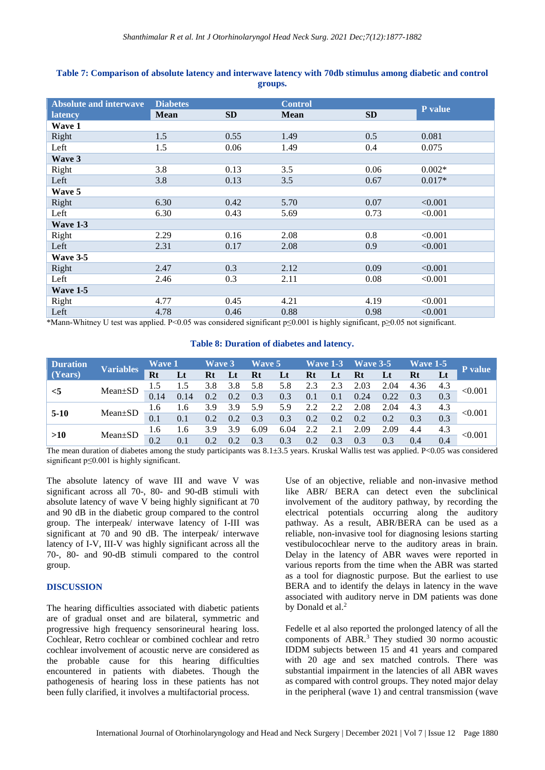**Table 7: Comparison of absolute latency and interwave latency with 70db stimulus among diabetic and control groups.**

| Absolute and interwave latency | Diabetes Mean | SD | Control Mean | SD | P value |
|---|---|---|---|---|---|
| **Wave 1** | | | | | |
| Right | 1.5 | 0.55 | 1.49 | 0.5 | 0.081 |
| Left | 1.5 | 0.06 | 1.49 | 0.4 | 0.075 |
| **Wave 3** | | | | | |
| Right | 3.8 | 0.13 | 3.5 | 0.06 | 0.002* |
| Left | 3.8 | 0.13 | 3.5 | 0.67 | 0.017* |
| **Wave 5** | | | | | |
| Right | 6.30 | 0.42 | 5.70 | 0.07 | <0.001 |
| Left | 6.30 | 0.43 | 5.69 | 0.73 | <0.001 |
| **Wave 1-3** | | | | | |
| Right | 2.29 | 0.16 | 2.08 | 0.8 | <0.001 |
| Left | 2.31 | 0.17 | 2.08 | 0.9 | <0.001 |
| **Wave 3-5** | | | | | |
| Right | 2.47 | 0.3 | 2.12 | 0.09 | <0.001 |
| Left | 2.46 | 0.3 | 2.11 | 0.08 | <0.001 |
| **Wave 1-5** | | | | | |
| Right | 4.77 | 0.45 | 4.21 | 4.19 | <0.001 |
| Left | 4.78 | 0.46 | 0.88 | 0.98 | <0.001 |

*Mann-Whitney U test was applied. P<0.05 was considered significant p≤0.001 is highly significant, p≥0.05 not significant.

**Table 8: Duration of diabetes and latency.**

| Duration (Years) | Variables | Wave 1 Rt | Wave 1 Lt | Wave 3 Rt | Wave 3 Lt | Wave 5 Rt | Wave 5 Lt | Wave 1-3 Rt | Wave 1-3 Lt | Wave 3-5 Rt | Wave 3-5 Lt | Wave 1-5 Rt | Wave 1-5 Lt | P value |
|---|---|---|---|---|---|---|---|---|---|---|---|---|---|---|
| <5 | Mean±SD | 1.5 | 1.5 | 3.8 | 3.8 | 5.8 | 5.8 | 2.3 | 2.3 | 2.03 | 2.04 | 4.36 | 4.3 | <0.001 |
| | | 0.14 | 0.14 | 0.2 | 0.2 | 0.3 | 0.3 | 0.1 | 0.1 | 0.24 | 0.22 | 0.3 | 0.3 | |
| 5-10 | Mean±SD | 1.6 | 1.6 | 3.9 | 3.9 | 5.9 | 5.9 | 2.2 | 2.2 | 2.08 | 2.04 | 4.3 | 4.3 | <0.001 |
| | | 0.1 | 0.1 | 0.2 | 0.2 | 0.3 | 0.3 | 0.2 | 0.2 | 0.2 | 0.2 | 0.3 | 0.3 | |
| >10 | Mean±SD | 1.6 | 1.6 | 3.9 | 3.9 | 6.09 | 6.04 | 2.2 | 2.1 | 2.09 | 2.09 | 4.4 | 4.3 | <0.001 |
| | | 0.2 | 0.1 | 0.2 | 0.2 | 0.3 | 0.3 | 0.2 | 0.3 | 0.3 | 0.3 | 0.4 | 0.4 | |

The mean duration of diabetes among the study participants was 8.1±3.5 years. Kruskal Wallis test was applied. P<0.05 was considered significant p≤0.001 is highly significant.

The absolute latency of wave III and wave V was significant across all 70-, 80- and 90-dB stimuli with absolute latency of wave V being highly significant at 70 and 90 dB in the diabetic group compared to the control group. The interpeak/ interwave latency of I-III was significant at 70 and 90 dB. The interpeak/ interwave latency of I-V, III-V was highly significant across all the 70-, 80- and 90-dB stimuli compared to the control group.

## DISCUSSION

The hearing difficulties associated with diabetic patients are of gradual onset and are bilateral, symmetric and progressive high frequency sensorineural hearing loss. Cochlear, Retro cochlear or combined cochlear and retro cochlear involvement of acoustic nerve are considered as the probable cause for this hearing difficulties encountered in patients with diabetes. Though the pathogenesis of hearing loss in these patients has not been fully clarified, it involves a multifactorial process.

Use of an objective, reliable and non-invasive method like ABR/ BERA can detect even the subclinical involvement of the auditory pathway, by recording the electrical potentials occurring along the auditory pathway. As a result, ABR/BERA can be used as a reliable, non-invasive tool for diagnosing lesions starting vestibulocochlear nerve to the auditory areas in brain. Delay in the latency of ABR waves were reported in various reports from the time when the ABR was started as a tool for diagnostic purpose. But the earliest to use BERA and to identify the delays in latency in the wave associated with auditory nerve in DM patients was done by Donald et al.[2]

Fedelle et al also reported the prolonged latency of all the components of ABR.[3] They studied 30 normo acoustic IDDM subjects between 15 and 41 years and compared with 20 age and sex matched controls. There was substantial impairment in the latencies of all ABR waves as compared with control groups. They noted major delay in the peripheral (wave 1) and central transmission (wave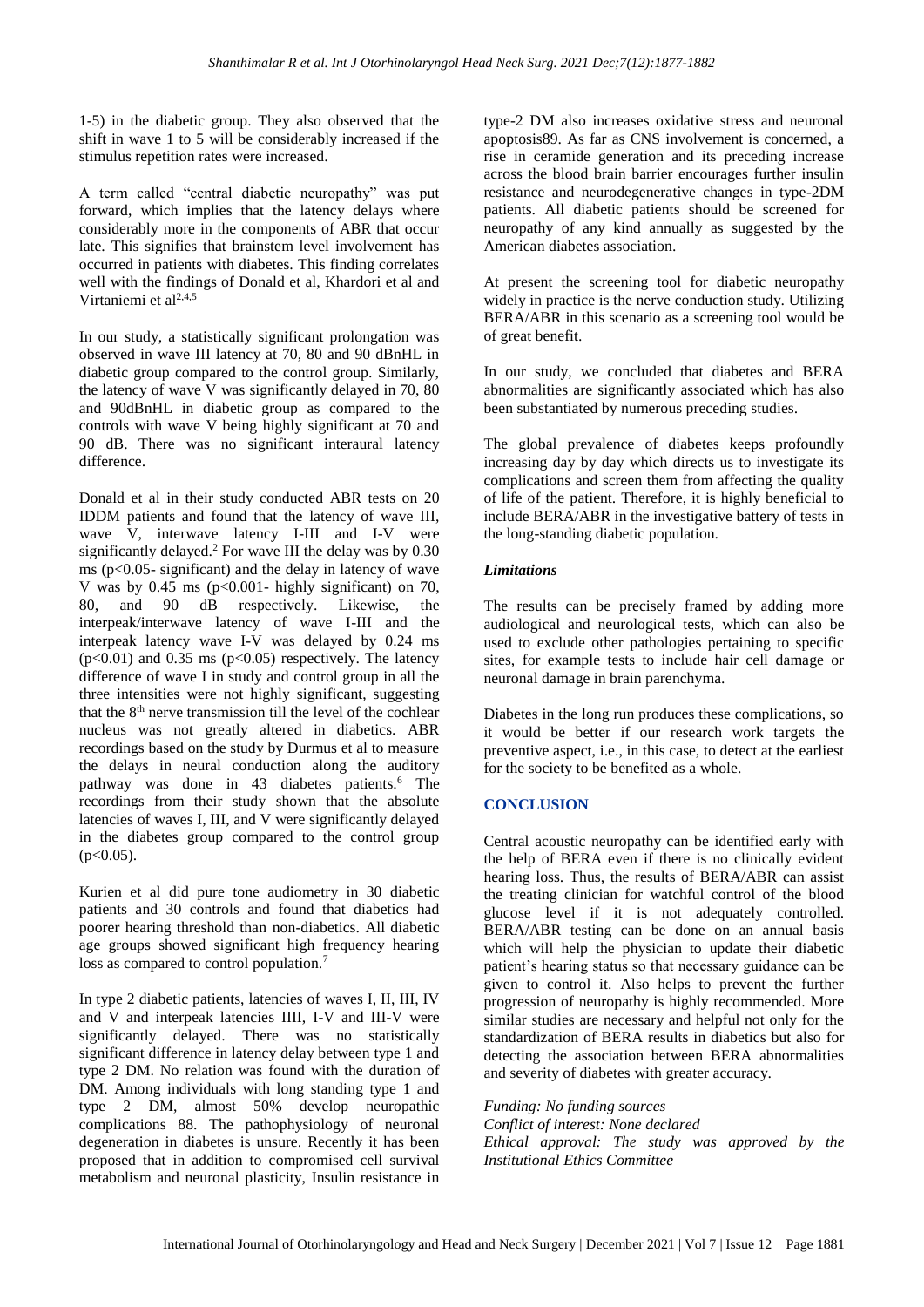1-5) in the diabetic group. They also observed that the shift in wave 1 to 5 will be considerably increased if the stimulus repetition rates were increased.

A term called "central diabetic neuropathy" was put forward, which implies that the latency delays where considerably more in the components of ABR that occur late. This signifies that brainstem level involvement has occurred in patients with diabetes. This finding correlates well with the findings of Donald et al, Khardori et al and Virtaniemi et al[2,4,5]

In our study, a statistically significant prolongation was observed in wave III latency at 70, 80 and 90 dBnHL in diabetic group compared to the control group. Similarly, the latency of wave V was significantly delayed in 70, 80 and 90dBnHL in diabetic group as compared to the controls with wave V being highly significant at 70 and 90 dB. There was no significant interaural latency difference.

Donald et al in their study conducted ABR tests on 20 IDDM patients and found that the latency of wave III, wave V, interwave latency I-III and I-V were significantly delayed.[2] For wave III the delay was by 0.30 ms ($p<0.05$- significant) and the delay in latency of wave V was by 0.45 ms ($p<0.001$- highly significant) on 70, 80, and 90 dB respectively. Likewise, the interpeak/interwave latency of wave I-III and the interpeak latency wave I-V was delayed by 0.24 ms ($p<0.01$) and 0.35 ms ($p<0.05$) respectively. The latency difference of wave I in study and control group in all the three intensities were not highly significant, suggesting that the 8th nerve transmission till the level of the cochlear nucleus was not greatly altered in diabetics. ABR recordings based on the study by Durmus et al to measure the delays in neural conduction along the auditory pathway was done in 43 diabetes patients.[6] The recordings from their study shown that the absolute latencies of waves I, III, and V were significantly delayed in the diabetes group compared to the control group ($p<0.05$).

Kurien et al did pure tone audiometry in 30 diabetic patients and 30 controls and found that diabetics had poorer hearing threshold than non-diabetics. All diabetic age groups showed significant high frequency hearing loss as compared to control population.[7]

In type 2 diabetic patients, latencies of waves I, II, III, IV and V and interpeak latencies IIII, I-V and III-V were significantly delayed. There was no statistically significant difference in latency delay between type 1 and type 2 DM. No relation was found with the duration of DM. Among individuals with long standing type 1 and type 2 DM, almost 50% develop neuropathic complications 88. The pathophysiology of neuronal degeneration in diabetes is unsure. Recently it has been proposed that in addition to compromised cell survival metabolism and neuronal plasticity, Insulin resistance in type-2 DM also increases oxidative stress and neuronal apoptosis89. As far as CNS involvement is concerned, a rise in ceramide generation and its preceding increase across the blood brain barrier encourages further insulin resistance and neurodegenerative changes in type-2DM patients. All diabetic patients should be screened for neuropathy of any kind annually as suggested by the American diabetes association.

At present the screening tool for diabetic neuropathy widely in practice is the nerve conduction study. Utilizing BERA/ABR in this scenario as a screening tool would be of great benefit.

In our study, we concluded that diabetes and BERA abnormalities are significantly associated which has also been substantiated by numerous preceding studies.

The global prevalence of diabetes keeps profoundly increasing day by day which directs us to investigate its complications and screen them from affecting the quality of life of the patient. Therefore, it is highly beneficial to include BERA/ABR in the investigative battery of tests in the long-standing diabetic population.

### *Limitations*

The results can be precisely framed by adding more audiological and neurological tests, which can also be used to exclude other pathologies pertaining to specific sites, for example tests to include hair cell damage or neuronal damage in brain parenchyma.

Diabetes in the long run produces these complications, so it would be better if our research work targets the preventive aspect, i.e., in this case, to detect at the earliest for the society to be benefited as a whole.

## CONCLUSION

Central acoustic neuropathy can be identified early with the help of BERA even if there is no clinically evident hearing loss. Thus, the results of BERA/ABR can assist the treating clinician for watchful control of the blood glucose level if it is not adequately controlled. BERA/ABR testing can be done on an annual basis which will help the physician to update their diabetic patient's hearing status so that necessary guidance can be given to control it. Also helps to prevent the further progression of neuropathy is highly recommended. More similar studies are necessary and helpful not only for the standardization of BERA results in diabetics but also for detecting the association between BERA abnormalities and severity of diabetes with greater accuracy.

*Funding: No funding sources*
*Conflict of interest: None declared*
*Ethical approval: The study was approved by the Institutional Ethics Committee*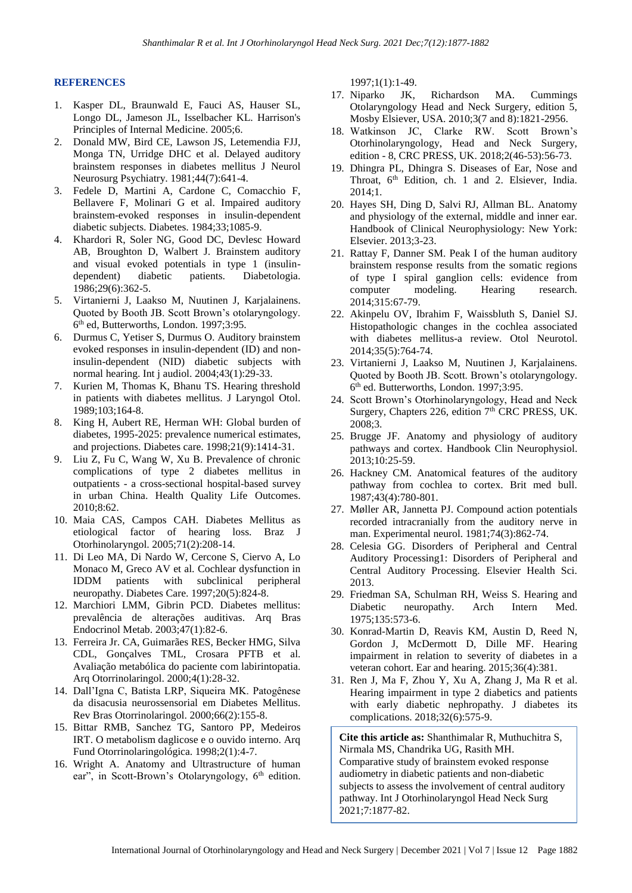## REFERENCES

1. Kasper DL, Braunwald E, Fauci AS, Hauser SL, Longo DL, Jameson JL, Isselbacher KL. Harrison's Principles of Internal Medicine. 2005;6.
2. Donald MW, Bird CE, Lawson JS, Letemendia FJJ, Monga TN, Urridge DHC et al. Delayed auditory brainstem responses in diabetes mellitus J Neurol Neurosurg Psychiatry. 1981;44(7):641-4.
3. Fedele D, Martini A, Cardone C, Comacchio F, Bellavere F, Molinari G et al. Impaired auditory brainstem-evoked responses in insulin-dependent diabetic subjects. Diabetes. 1984;33;1085-9.
4. Khardori R, Soler NG, Good DC, Devlesc Howard AB, Broughton D, Walbert J. Brainstem auditory and visual evoked potentials in type 1 (insulin-dependent) diabetic patients. Diabetologia. 1986;29(6):362-5.
5. Virtanierni J, Laakso M, Nuutinen J, Karjalainens. Quoted by Booth JB. Scott Brown's otolaryngology. 6th ed, Butterworths, London. 1997;3:95.
6. Durmus C, Yetiser S, Durmus O. Auditory brainstem evoked responses in insulin-dependent (ID) and non-insulin-dependent (NID) diabetic subjects with normal hearing. Int j audiol. 2004;43(1):29-33.
7. Kurien M, Thomas K, Bhanu TS. Hearing threshold in patients with diabetes mellitus. J Laryngol Otol. 1989;103;164-8.
8. King H, Aubert RE, Herman WH: Global burden of diabetes, 1995-2025: prevalence numerical estimates, and projections. Diabetes care. 1998;21(9):1414-31.
9. Liu Z, Fu C, Wang W, Xu B. Prevalence of chronic complications of type 2 diabetes mellitus in outpatients - a cross-sectional hospital-based survey in urban China. Health Quality Life Outcomes. 2010;8:62.
10. Maia CAS, Campos CAH. Diabetes Mellitus as etiological factor of hearing loss. Braz J Otorhinolaryngol. 2005;71(2):208-14.
11. Di Leo MA, Di Nardo W, Cercone S, Ciervo A, Lo Monaco M, Greco AV et al. Cochlear dysfunction in IDDM patients with subclinical peripheral neuropathy. Diabetes Care. 1997;20(5):824-8.
12. Marchiori LMM, Gibrin PCD. Diabetes mellitus: prevalência de alterações auditivas. Arq Bras Endocrinol Metab. 2003;47(1):82-6.
13. Ferreira Jr. CA, Guimarães RES, Becker HMG, Silva CDL, Gonçalves TML, Crosara PFTB et al. Avaliação metabólica do paciente com labirintopatia. Arq Otorrinolaringol. 2000;4(1):28-32.
14. Dall'Igna C, Batista LRP, Siqueira MK. Patogênese da disacusia neurossensorial em Diabetes Mellitus. Rev Bras Otorrinolaringol. 2000;66(2):155-8.
15. Bittar RMB, Sanchez TG, Santoro PP, Medeiros IRT. O metabolism daglicose e o ouvido interno. Arq Fund Otorrinolaringológica. 1998;2(1):4-7.
16. Wright A. Anatomy and Ultrastructure of human ear", in Scott-Brown's Otolaryngology, 6th edition. 1997;1(1):1-49.
17. Niparko JK, Richardson MA. Cummings Otolaryngology Head and Neck Surgery, edition 5, Mosby Elsiever, USA. 2010;3(7 and 8):1821-2956.
18. Watkinson JC, Clarke RW. Scott Brown's Otorhinolaryngology, Head and Neck Surgery, edition - 8, CRC PRESS, UK. 2018;2(46-53):56-73.
19. Dhingra PL, Dhingra S. Diseases of Ear, Nose and Throat, 6th Edition, ch. 1 and 2. Elsiever, India. 2014;1.
20. Hayes SH, Ding D, Salvi RJ, Allman BL. Anatomy and physiology of the external, middle and inner ear. Handbook of Clinical Neurophysiology: New York: Elsevier. 2013;3-23.
21. Rattay F, Danner SM. Peak I of the human auditory brainstem response results from the somatic regions of type I spiral ganglion cells: evidence from computer modeling. Hearing research. 2014;315:67-79.
22. Akinpelu OV, Ibrahim F, Waissbluth S, Daniel SJ. Histopathologic changes in the cochlea associated with diabetes mellitus-a review. Otol Neurotol. 2014;35(5):764-74.
23. Virtanierni J, Laakso M, Nuutinen J, Karjalainens. Quoted by Booth JB. Scott. Brown's otolaryngology. 6th ed. Butterworths, London. 1997;3:95.
24. Scott Brown's Otorhinolaryngology, Head and Neck Surgery, Chapters 226, edition 7th CRC PRESS, UK. 2008;3.
25. Brugge JF. Anatomy and physiology of auditory pathways and cortex. Handbook Clin Neurophysiol. 2013;10:25-59.
26. Hackney CM. Anatomical features of the auditory pathway from cochlea to cortex. Brit med bull. 1987;43(4):780-801.
27. Møller AR, Jannetta PJ. Compound action potentials recorded intracranially from the auditory nerve in man. Experimental neurol. 1981;74(3):862-74.
28. Celesia GG. Disorders of Peripheral and Central Auditory Processing1: Disorders of Peripheral and Central Auditory Processing. Elsevier Health Sci. 2013.
29. Friedman SA, Schulman RH, Weiss S. Hearing and Diabetic neuropathy. Arch Intern Med. 1975;135:573-6.
30. Konrad-Martin D, Reavis KM, Austin D, Reed N, Gordon J, McDermott D, Dille MF. Hearing impairment in relation to severity of diabetes in a veteran cohort. Ear and hearing. 2015;36(4):381.
31. Ren J, Ma F, Zhou Y, Xu A, Zhang J, Ma R et al. Hearing impairment in type 2 diabetics and patients with early diabetic nephropathy. J diabetes its complications. 2018;32(6):575-9.

**Cite this article as:** Shanthimalar R, Muthuchitra S, Nirmala MS, Chandrika UG, Rasith MH. Comparative study of brainstem evoked response audiometry in diabetic patients and non-diabetic subjects to assess the involvement of central auditory pathway. Int J Otorhinolaryngol Head Neck Surg 2021;7:1877-82.